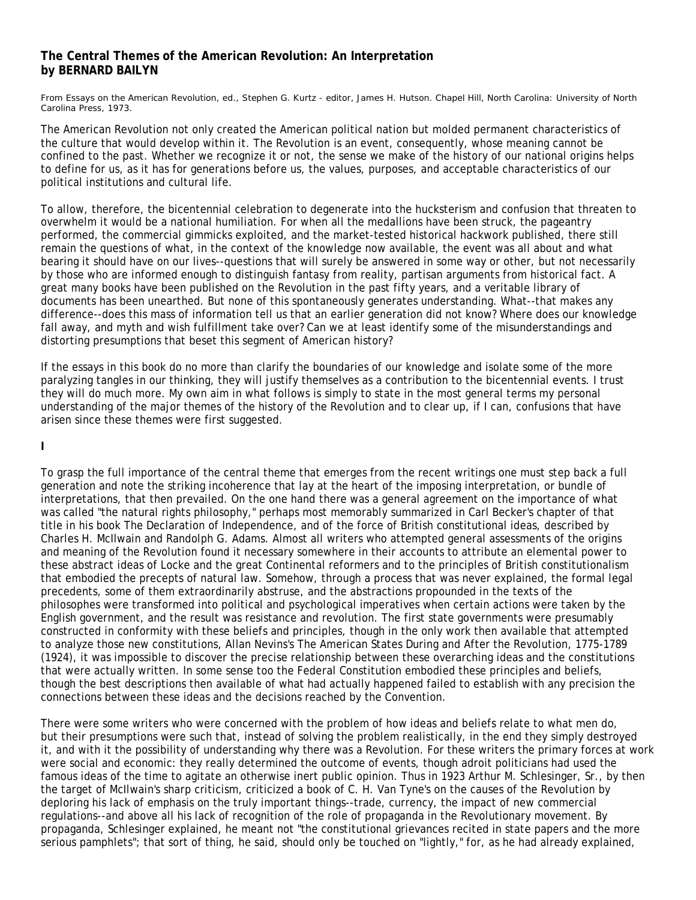# The Central Themes of the American Revolution: An Interpretation
## by BERNARD BAILYN

From Essays on the American Revolution, ed., Stephen G. Kurtz - editor, James H. Hutson. Chapel Hill, North Carolina: University of North Carolina Press, 1973.

The American Revolution not only created the American political nation but molded permanent characteristics of the culture that would develop within it. The Revolution is an event, consequently, whose meaning cannot be confined to the past. Whether we recognize it or not, the sense we make of the history of our national origins helps to define for us, as it has for generations before us, the values, purposes, and acceptable characteristics of our political institutions and cultural life.

To allow, therefore, the bicentennial celebration to degenerate into the hucksterism and confusion that threaten to overwhelm it would be a national humiliation. For when all the medallions have been struck, the pageantry performed, the commercial gimmicks exploited, and the market-tested historical hackwork published, there still remain the questions of what, in the context of the knowledge now available, the event was all about and what bearing it should have on our lives--questions that will surely be answered in some way or other, but not necessarily by those who are informed enough to distinguish fantasy from reality, partisan arguments from historical fact. A great many books have been published on the Revolution in the past fifty years, and a veritable library of documents has been unearthed. But none of this spontaneously generates understanding. What--that makes any difference--does this mass of information tell us that an earlier generation did not know? Where does our knowledge fall away, and myth and wish fulfillment take over? Can we at least identify some of the misunderstandings and distorting presumptions that beset this segment of American history?

If the essays in this book do no more than clarify the boundaries of our knowledge and isolate some of the more paralyzing tangles in our thinking, they will justify themselves as a contribution to the bicentennial events. I trust they will do much more. My own aim in what follows is simply to state in the most general terms my personal understanding of the major themes of the history of the Revolution and to clear up, if I can, confusions that have arisen since these themes were first suggested.

**I**

To grasp the full importance of the central theme that emerges from the recent writings one must step back a full generation and note the striking incoherence that lay at the heart of the imposing interpretation, or bundle of interpretations, that then prevailed. On the one hand there was a general agreement on the importance of what was called "the natural rights philosophy," perhaps most memorably summarized in Carl Becker's chapter of that title in his book The Declaration of Independence, and of the force of British constitutional ideas, described by Charles H. McIlwain and Randolph G. Adams. Almost all writers who attempted general assessments of the origins and meaning of the Revolution found it necessary somewhere in their accounts to attribute an elemental power to these abstract ideas of Locke and the great Continental reformers and to the principles of British constitutionalism that embodied the precepts of natural law. Somehow, through a process that was never explained, the formal legal precedents, some of them extraordinarily abstruse, and the abstractions propounded in the texts of the philosophes were transformed into political and psychological imperatives when certain actions were taken by the English government, and the result was resistance and revolution. The first state governments were presumably constructed in conformity with these beliefs and principles, though in the only work then available that attempted to analyze those new constitutions, Allan Nevins's The American States During and After the Revolution, 1775-1789 (1924), it was impossible to discover the precise relationship between these overarching ideas and the constitutions that were actually written. In some sense too the Federal Constitution embodied these principles and beliefs, though the best descriptions then available of what had actually happened failed to establish with any precision the connections between these ideas and the decisions reached by the Convention.

There were some writers who were concerned with the problem of how ideas and beliefs relate to what men do, but their presumptions were such that, instead of solving the problem realistically, in the end they simply destroyed it, and with it the possibility of understanding why there was a Revolution. For these writers the primary forces at work were social and economic: they really determined the outcome of events, though adroit politicians had used the famous ideas of the time to agitate an otherwise inert public opinion. Thus in 1923 Arthur M. Schlesinger, Sr., by then the target of McIlwain's sharp criticism, criticized a book of C. H. Van Tyne's on the causes of the Revolution by deploring his lack of emphasis on the truly important things--trade, currency, the impact of new commercial regulations--and above all his lack of recognition of the role of propaganda in the Revolutionary movement. By propaganda, Schlesinger explained, he meant not "the constitutional grievances recited in state papers and the more serious pamphlets"; that sort of thing, he said, should only be touched on "lightly," for, as he had already explained,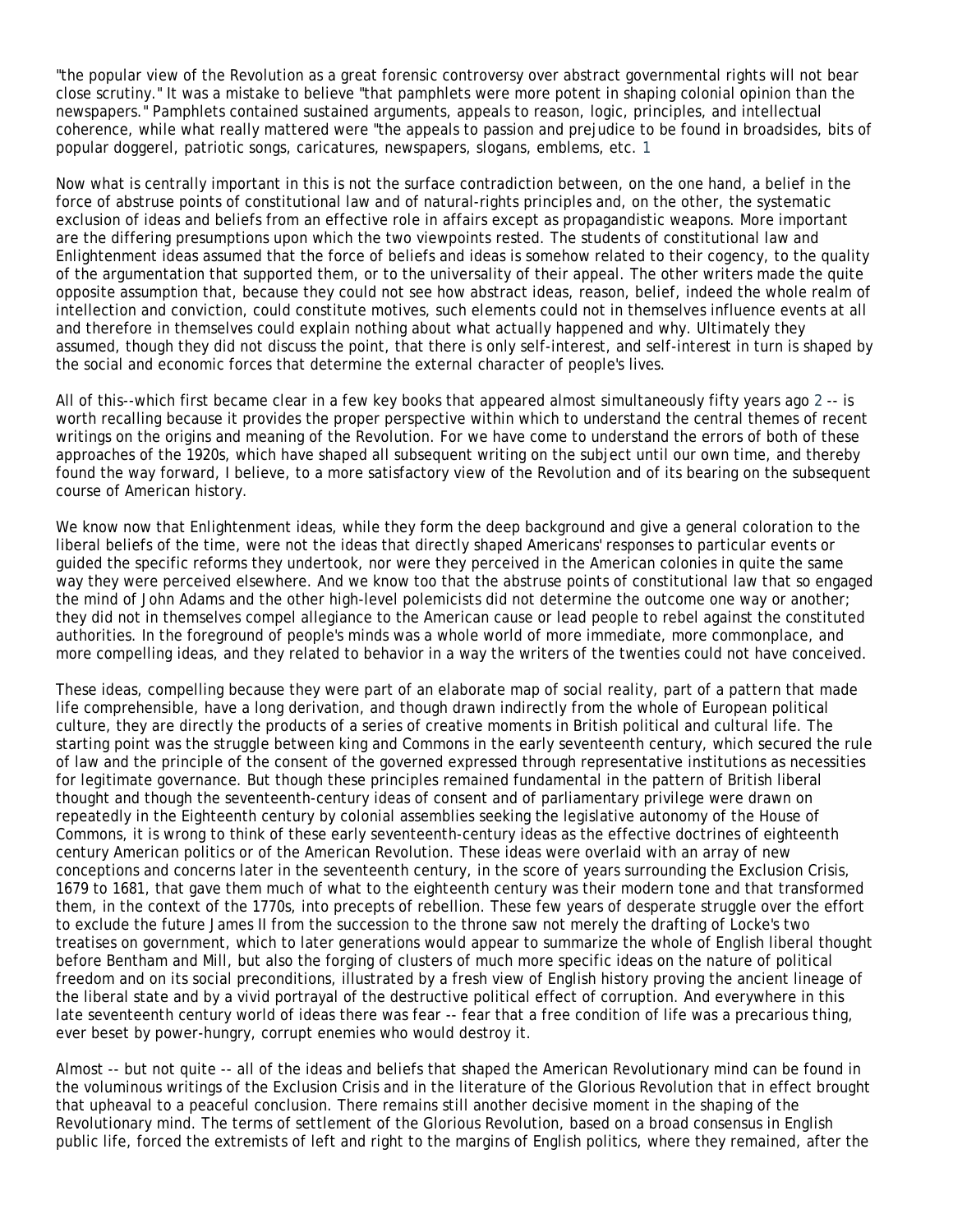"the popular view of the Revolution as a great forensic controversy over abstract governmental rights will not bear close scrutiny." It was a mistake to believe "that pamphlets were more potent in shaping colonial opinion than the newspapers." Pamphlets contained sustained arguments, appeals to reason, logic, principles, and intellectual coherence, while what really mattered were "the appeals to passion and prejudice to be found in broadsides, bits of popular doggerel, patriotic songs, caricatures, newspapers, slogans, emblems, etc. [1]

Now what is centrally important in this is not the surface contradiction between, on the one hand, a belief in the force of abstruse points of constitutional law and of natural-rights principles and, on the other, the systematic exclusion of ideas and beliefs from an effective role in affairs except as propagandistic weapons. More important are the differing presumptions upon which the two viewpoints rested. The students of constitutional law and Enlightenment ideas assumed that the force of beliefs and ideas is somehow related to their cogency, to the quality of the argumentation that supported them, or to the universality of their appeal. The other writers made the quite opposite assumption that, because they could not see how abstract ideas, reason, belief, indeed the whole realm of intellection and conviction, could constitute motives, such elements could not in themselves influence events at all and therefore in themselves could explain nothing about what actually happened and why. Ultimately they assumed, though they did not discuss the point, that there is only self-interest, and self-interest in turn is shaped by the social and economic forces that determine the external character of people's lives.

All of this--which first became clear in a few key books that appeared almost simultaneously fifty years ago [2] -- is worth recalling because it provides the proper perspective within which to understand the central themes of recent writings on the origins and meaning of the Revolution. For we have come to understand the errors of both of these approaches of the 1920s, which have shaped all subsequent writing on the subject until our own time, and thereby found the way forward, I believe, to a more satisfactory view of the Revolution and of its bearing on the subsequent course of American history.

We know now that Enlightenment ideas, while they form the deep background and give a general coloration to the liberal beliefs of the time, were not the ideas that directly shaped Americans' responses to particular events or guided the specific reforms they undertook, nor were they perceived in the American colonies in quite the same way they were perceived elsewhere. And we know too that the abstruse points of constitutional law that so engaged the mind of John Adams and the other high-level polemicists did not determine the outcome one way or another; they did not in themselves compel allegiance to the American cause or lead people to rebel against the constituted authorities. In the foreground of people's minds was a whole world of more immediate, more commonplace, and more compelling ideas, and they related to behavior in a way the writers of the twenties could not have conceived.

These ideas, compelling because they were part of an elaborate map of social reality, part of a pattern that made life comprehensible, have a long derivation, and though drawn indirectly from the whole of European political culture, they are directly the products of a series of creative moments in British political and cultural life. The starting point was the struggle between king and Commons in the early seventeenth century, which secured the rule of law and the principle of the consent of the governed expressed through representative institutions as necessities for legitimate governance. But though these principles remained fundamental in the pattern of British liberal thought and though the seventeenth-century ideas of consent and of parliamentary privilege were drawn on repeatedly in the Eighteenth century by colonial assemblies seeking the legislative autonomy of the House of Commons, it is wrong to think of these early seventeenth-century ideas as the effective doctrines of eighteenth century American politics or of the American Revolution. These ideas were overlaid with an array of new conceptions and concerns later in the seventeenth century, in the score of years surrounding the Exclusion Crisis, 1679 to 1681, that gave them much of what to the eighteenth century was their modern tone and that transformed them, in the context of the 1770s, into precepts of rebellion. These few years of desperate struggle over the effort to exclude the future James II from the succession to the throne saw not merely the drafting of Locke's two treatises on government, which to later generations would appear to summarize the whole of English liberal thought before Bentham and Mill, but also the forging of clusters of much more specific ideas on the nature of political freedom and on its social preconditions, illustrated by a fresh view of English history proving the ancient lineage of the liberal state and by a vivid portrayal of the destructive political effect of corruption. And everywhere in this late seventeenth century world of ideas there was fear -- fear that a free condition of life was a precarious thing, ever beset by power-hungry, corrupt enemies who would destroy it.

Almost -- but not quite -- all of the ideas and beliefs that shaped the American Revolutionary mind can be found in the voluminous writings of the Exclusion Crisis and in the literature of the Glorious Revolution that in effect brought that upheaval to a peaceful conclusion. There remains still another decisive moment in the shaping of the Revolutionary mind. The terms of settlement of the Glorious Revolution, based on a broad consensus in English public life, forced the extremists of left and right to the margins of English politics, where they remained, after the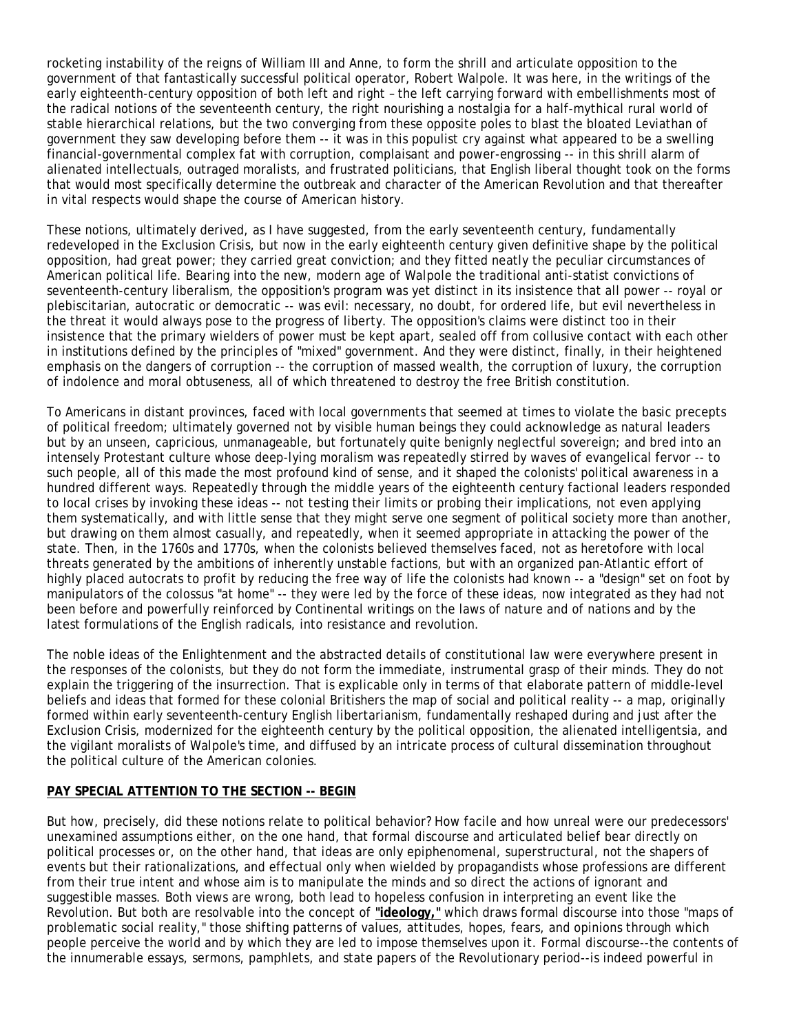rocketing instability of the reigns of William III and Anne, to form the shrill and articulate opposition to the government of that fantastically successful political operator, Robert Walpole. It was here, in the writings of the early eighteenth-century opposition of both left and right – the left carrying forward with embellishments most of the radical notions of the seventeenth century, the right nourishing a nostalgia for a half-mythical rural world of stable hierarchical relations, but the two converging from these opposite poles to blast the bloated Leviathan of government they saw developing before them -- it was in this populist cry against what appeared to be a swelling financial-governmental complex fat with corruption, complaisant and power-engrossing -- in this shrill alarm of alienated intellectuals, outraged moralists, and frustrated politicians, that English liberal thought took on the forms that would most specifically determine the outbreak and character of the American Revolution and that thereafter in vital respects would shape the course of American history.

These notions, ultimately derived, as I have suggested, from the early seventeenth century, fundamentally redeveloped in the Exclusion Crisis, but now in the early eighteenth century given definitive shape by the political opposition, had great power; they carried great conviction; and they fitted neatly the peculiar circumstances of American political life. Bearing into the new, modern age of Walpole the traditional anti-statist convictions of seventeenth-century liberalism, the opposition's program was yet distinct in its insistence that all power -- royal or plebiscitarian, autocratic or democratic -- was evil: necessary, no doubt, for ordered life, but evil nevertheless in the threat it would always pose to the progress of liberty. The opposition's claims were distinct too in their insistence that the primary wielders of power must be kept apart, sealed off from collusive contact with each other in institutions defined by the principles of "mixed" government. And they were distinct, finally, in their heightened emphasis on the dangers of corruption -- the corruption of massed wealth, the corruption of luxury, the corruption of indolence and moral obtuseness, all of which threatened to destroy the free British constitution.

To Americans in distant provinces, faced with local governments that seemed at times to violate the basic precepts of political freedom; ultimately governed not by visible human beings they could acknowledge as natural leaders but by an unseen, capricious, unmanageable, but fortunately quite benignly neglectful sovereign; and bred into an intensely Protestant culture whose deep-lying moralism was repeatedly stirred by waves of evangelical fervor -- to such people, all of this made the most profound kind of sense, and it shaped the colonists' political awareness in a hundred different ways. Repeatedly through the middle years of the eighteenth century factional leaders responded to local crises by invoking these ideas -- not testing their limits or probing their implications, not even applying them systematically, and with little sense that they might serve one segment of political society more than another, but drawing on them almost casually, and repeatedly, when it seemed appropriate in attacking the power of the state. Then, in the 1760s and 1770s, when the colonists believed themselves faced, not as heretofore with local threats generated by the ambitions of inherently unstable factions, but with an organized pan-Atlantic effort of highly placed autocrats to profit by reducing the free way of life the colonists had known -- a "design" set on foot by manipulators of the colossus "at home" -- they were led by the force of these ideas, now integrated as they had not been before and powerfully reinforced by Continental writings on the laws of nature and of nations and by the latest formulations of the English radicals, into resistance and revolution.

The noble ideas of the Enlightenment and the abstracted details of constitutional law were everywhere present in the responses of the colonists, but they do not form the immediate, instrumental grasp of their minds. They do not explain the triggering of the insurrection. That is explicable only in terms of that elaborate pattern of middle-level beliefs and ideas that formed for these colonial Britishers the map of social and political reality -- a map, originally formed within early seventeenth-century English libertarianism, fundamentally reshaped during and just after the Exclusion Crisis, modernized for the eighteenth century by the political opposition, the alienated intelligentsia, and the vigilant moralists of Walpole's time, and diffused by an intricate process of cultural dissemination throughout the political culture of the American colonies.

**PAY SPECIAL ATTENTION TO THE SECTION -- BEGIN**

But how, precisely, did these notions relate to political behavior? How facile and how unreal were our predecessors' unexamined assumptions either, on the one hand, that formal discourse and articulated belief bear directly on political processes or, on the other hand, that ideas are only epiphenomenal, superstructural, not the shapers of events but their rationalizations, and effectual only when wielded by propagandists whose professions are different from their true intent and whose aim is to manipulate the minds and so direct the actions of ignorant and suggestible masses. Both views are wrong, both lead to hopeless confusion in interpreting an event like the Revolution. But both are resolvable into the concept of **"ideology,"** which draws formal discourse into those "maps of problematic social reality," those shifting patterns of values, attitudes, hopes, fears, and opinions through which people perceive the world and by which they are led to impose themselves upon it. Formal discourse--the contents of the innumerable essays, sermons, pamphlets, and state papers of the Revolutionary period--is indeed powerful in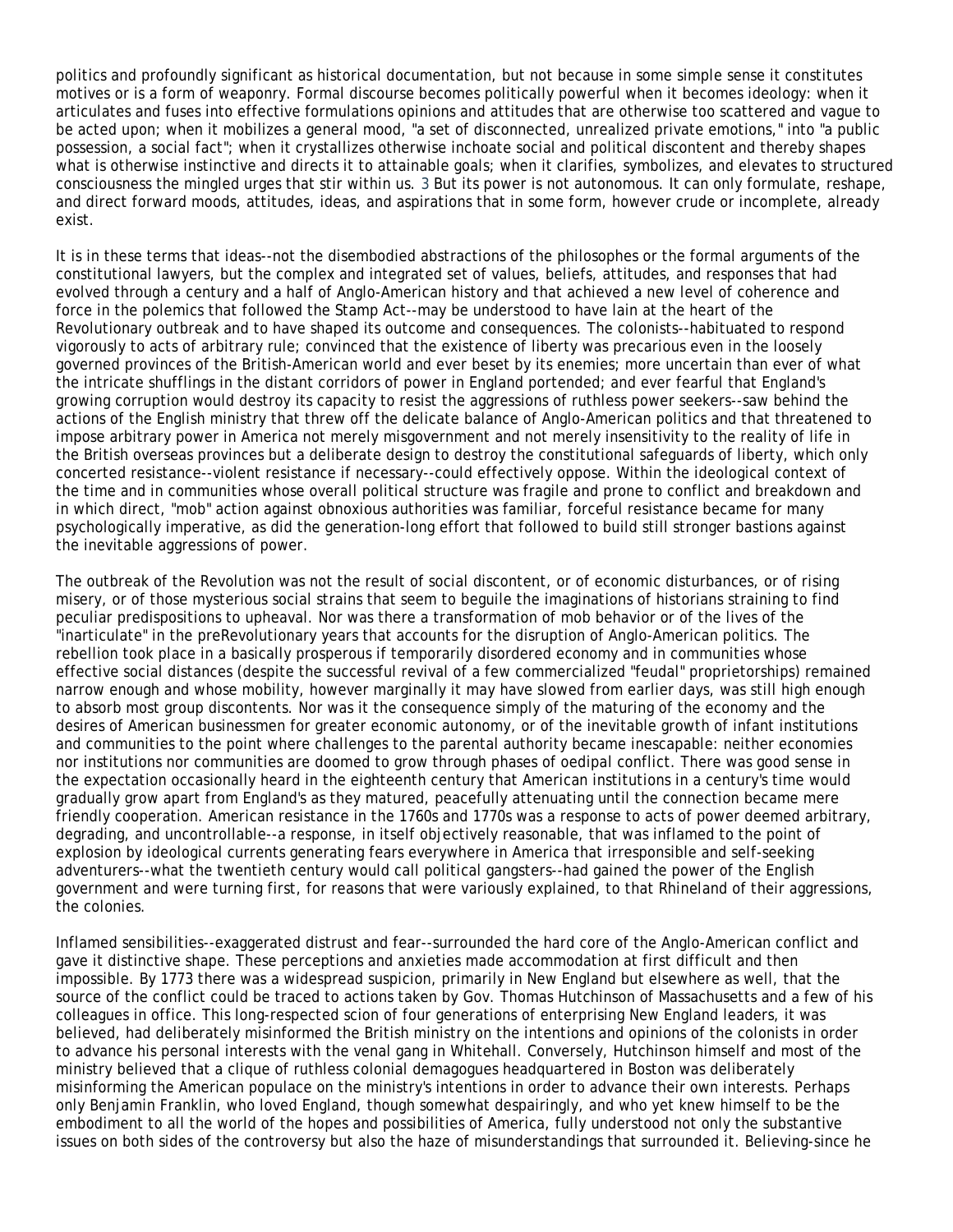politics and profoundly significant as historical documentation, but not because in some simple sense it constitutes motives or is a form of weaponry. Formal discourse becomes politically powerful when it becomes ideology: when it articulates and fuses into effective formulations opinions and attitudes that are otherwise too scattered and vague to be acted upon; when it mobilizes a general mood, "a set of disconnected, unrealized private emotions," into "a public possession, a social fact"; when it crystallizes otherwise inchoate social and political discontent and thereby shapes what is otherwise instinctive and directs it to attainable goals; when it clarifies, symbolizes, and elevates to structured consciousness the mingled urges that stir within us. 3 But its power is not autonomous. It can only formulate, reshape, and direct forward moods, attitudes, ideas, and aspirations that in some form, however crude or incomplete, already exist.

It is in these terms that ideas--not the disembodied abstractions of the philosophes or the formal arguments of the constitutional lawyers, but the complex and integrated set of values, beliefs, attitudes, and responses that had evolved through a century and a half of Anglo-American history and that achieved a new level of coherence and force in the polemics that followed the Stamp Act--may be understood to have lain at the heart of the Revolutionary outbreak and to have shaped its outcome and consequences. The colonists--habituated to respond vigorously to acts of arbitrary rule; convinced that the existence of liberty was precarious even in the loosely governed provinces of the British-American world and ever beset by its enemies; more uncertain than ever of what the intricate shufflings in the distant corridors of power in England portended; and ever fearful that England's growing corruption would destroy its capacity to resist the aggressions of ruthless power seekers--saw behind the actions of the English ministry that threw off the delicate balance of Anglo-American politics and that threatened to impose arbitrary power in America not merely misgovernment and not merely insensitivity to the reality of life in the British overseas provinces but a deliberate design to destroy the constitutional safeguards of liberty, which only concerted resistance--violent resistance if necessary--could effectively oppose. Within the ideological context of the time and in communities whose overall political structure was fragile and prone to conflict and breakdown and in which direct, "mob" action against obnoxious authorities was familiar, forceful resistance became for many psychologically imperative, as did the generation-long effort that followed to build still stronger bastions against the inevitable aggressions of power.

The outbreak of the Revolution was not the result of social discontent, or of economic disturbances, or of rising misery, or of those mysterious social strains that seem to beguile the imaginations of historians straining to find peculiar predispositions to upheaval. Nor was there a transformation of mob behavior or of the lives of the "inarticulate" in the preRevolutionary years that accounts for the disruption of Anglo-American politics. The rebellion took place in a basically prosperous if temporarily disordered economy and in communities whose effective social distances (despite the successful revival of a few commercialized "feudal" proprietorships) remained narrow enough and whose mobility, however marginally it may have slowed from earlier days, was still high enough to absorb most group discontents. Nor was it the consequence simply of the maturing of the economy and the desires of American businessmen for greater economic autonomy, or of the inevitable growth of infant institutions and communities to the point where challenges to the parental authority became inescapable: neither economies nor institutions nor communities are doomed to grow through phases of oedipal conflict. There was good sense in the expectation occasionally heard in the eighteenth century that American institutions in a century's time would gradually grow apart from England's as they matured, peacefully attenuating until the connection became mere friendly cooperation. American resistance in the 1760s and 1770s was a response to acts of power deemed arbitrary, degrading, and uncontrollable--a response, in itself objectively reasonable, that was inflamed to the point of explosion by ideological currents generating fears everywhere in America that irresponsible and self-seeking adventurers--what the twentieth century would call political gangsters--had gained the power of the English government and were turning first, for reasons that were variously explained, to that Rhineland of their aggressions, the colonies.

Inflamed sensibilities--exaggerated distrust and fear--surrounded the hard core of the Anglo-American conflict and gave it distinctive shape. These perceptions and anxieties made accommodation at first difficult and then impossible. By 1773 there was a widespread suspicion, primarily in New England but elsewhere as well, that the source of the conflict could be traced to actions taken by Gov. Thomas Hutchinson of Massachusetts and a few of his colleagues in office. This long-respected scion of four generations of enterprising New England leaders, it was believed, had deliberately misinformed the British ministry on the intentions and opinions of the colonists in order to advance his personal interests with the venal gang in Whitehall. Conversely, Hutchinson himself and most of the ministry believed that a clique of ruthless colonial demagogues headquartered in Boston was deliberately misinforming the American populace on the ministry's intentions in order to advance their own interests. Perhaps only Benjamin Franklin, who loved England, though somewhat despairingly, and who yet knew himself to be the embodiment to all the world of the hopes and possibilities of America, fully understood not only the substantive issues on both sides of the controversy but also the haze of misunderstandings that surrounded it. Believing-since he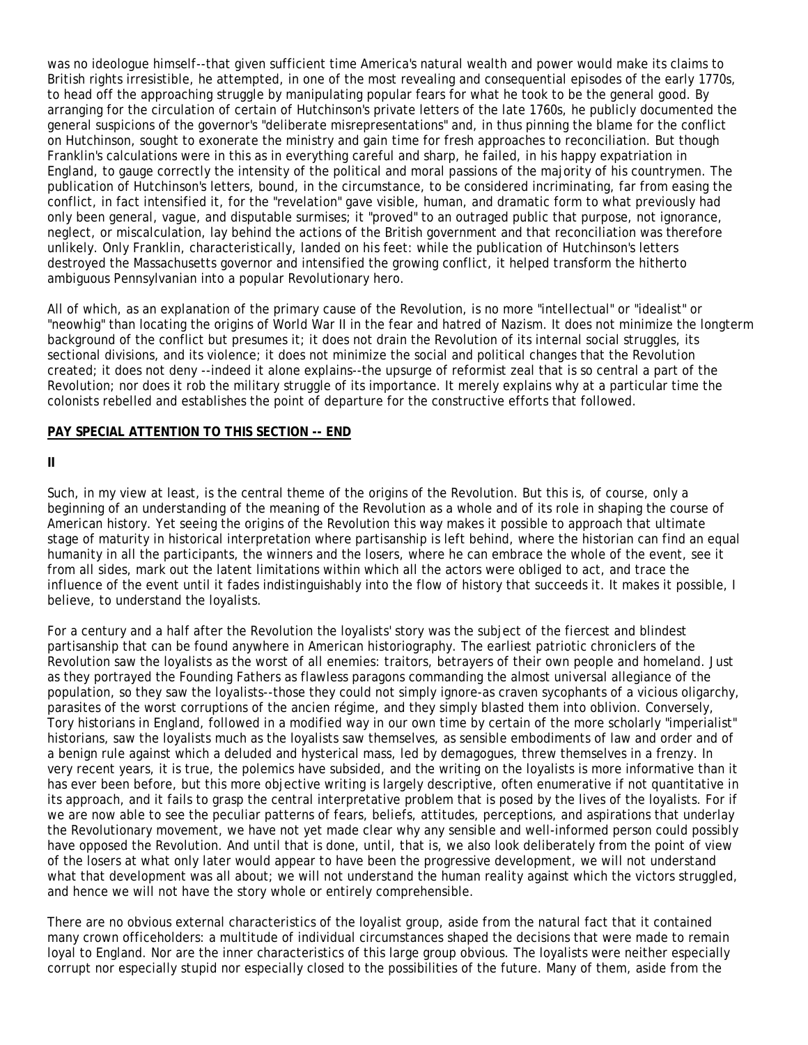was no ideologue himself--that given sufficient time America's natural wealth and power would make its claims to British rights irresistible, he attempted, in one of the most revealing and consequential episodes of the early 1770s, to head off the approaching struggle by manipulating popular fears for what he took to be the general good. By arranging for the circulation of certain of Hutchinson's private letters of the late 1760s, he publicly documented the general suspicions of the governor's "deliberate misrepresentations" and, in thus pinning the blame for the conflict on Hutchinson, sought to exonerate the ministry and gain time for fresh approaches to reconciliation. But though Franklin's calculations were in this as in everything careful and sharp, he failed, in his happy expatriation in England, to gauge correctly the intensity of the political and moral passions of the majority of his countrymen. The publication of Hutchinson's letters, bound, in the circumstance, to be considered incriminating, far from easing the conflict, in fact intensified it, for the "revelation" gave visible, human, and dramatic form to what previously had only been general, vague, and disputable surmises; it "proved" to an outraged public that purpose, not ignorance, neglect, or miscalculation, lay behind the actions of the British government and that reconciliation was therefore unlikely. Only Franklin, characteristically, landed on his feet: while the publication of Hutchinson's letters destroyed the Massachusetts governor and intensified the growing conflict, it helped transform the hitherto ambiguous Pennsylvanian into a popular Revolutionary hero.

All of which, as an explanation of the primary cause of the Revolution, is no more "intellectual" or "idealist" or "neowhig" than locating the origins of World War II in the fear and hatred of Nazism. It does not minimize the longterm background of the conflict but presumes it; it does not drain the Revolution of its internal social struggles, its sectional divisions, and its violence; it does not minimize the social and political changes that the Revolution created; it does not deny --indeed it alone explains--the upsurge of reformist zeal that is so central a part of the Revolution; nor does it rob the military struggle of its importance. It merely explains why at a particular time the colonists rebelled and establishes the point of departure for the constructive efforts that followed.

**PAY SPECIAL ATTENTION TO THIS SECTION -- END**

**II**

Such, in my view at least, is the central theme of the origins of the Revolution. But this is, of course, only a beginning of an understanding of the meaning of the Revolution as a whole and of its role in shaping the course of American history. Yet seeing the origins of the Revolution this way makes it possible to approach that ultimate stage of maturity in historical interpretation where partisanship is left behind, where the historian can find an equal humanity in all the participants, the winners and the losers, where he can embrace the whole of the event, see it from all sides, mark out the latent limitations within which all the actors were obliged to act, and trace the influence of the event until it fades indistinguishably into the flow of history that succeeds it. It makes it possible, I believe, to understand the loyalists.

For a century and a half after the Revolution the loyalists' story was the subject of the fiercest and blindest partisanship that can be found anywhere in American historiography. The earliest patriotic chroniclers of the Revolution saw the loyalists as the worst of all enemies: traitors, betrayers of their own people and homeland. Just as they portrayed the Founding Fathers as flawless paragons commanding the almost universal allegiance of the population, so they saw the loyalists--those they could not simply ignore-as craven sycophants of a vicious oligarchy, parasites of the worst corruptions of the ancien régime, and they simply blasted them into oblivion. Conversely, Tory historians in England, followed in a modified way in our own time by certain of the more scholarly "imperialist" historians, saw the loyalists much as the loyalists saw themselves, as sensible embodiments of law and order and of a benign rule against which a deluded and hysterical mass, led by demagogues, threw themselves in a frenzy. In very recent years, it is true, the polemics have subsided, and the writing on the loyalists is more informative than it has ever been before, but this more objective writing is largely descriptive, often enumerative if not quantitative in its approach, and it fails to grasp the central interpretative problem that is posed by the lives of the loyalists. For if we are now able to see the peculiar patterns of fears, beliefs, attitudes, perceptions, and aspirations that underlay the Revolutionary movement, we have not yet made clear why any sensible and well-informed person could possibly have opposed the Revolution. And until that is done, until, that is, we also look deliberately from the point of view of the losers at what only later would appear to have been the progressive development, we will not understand what that development was all about; we will not understand the human reality against which the victors struggled, and hence we will not have the story whole or entirely comprehensible.

There are no obvious external characteristics of the loyalist group, aside from the natural fact that it contained many crown officeholders: a multitude of individual circumstances shaped the decisions that were made to remain loyal to England. Nor are the inner characteristics of this large group obvious. The loyalists were neither especially corrupt nor especially stupid nor especially closed to the possibilities of the future. Many of them, aside from the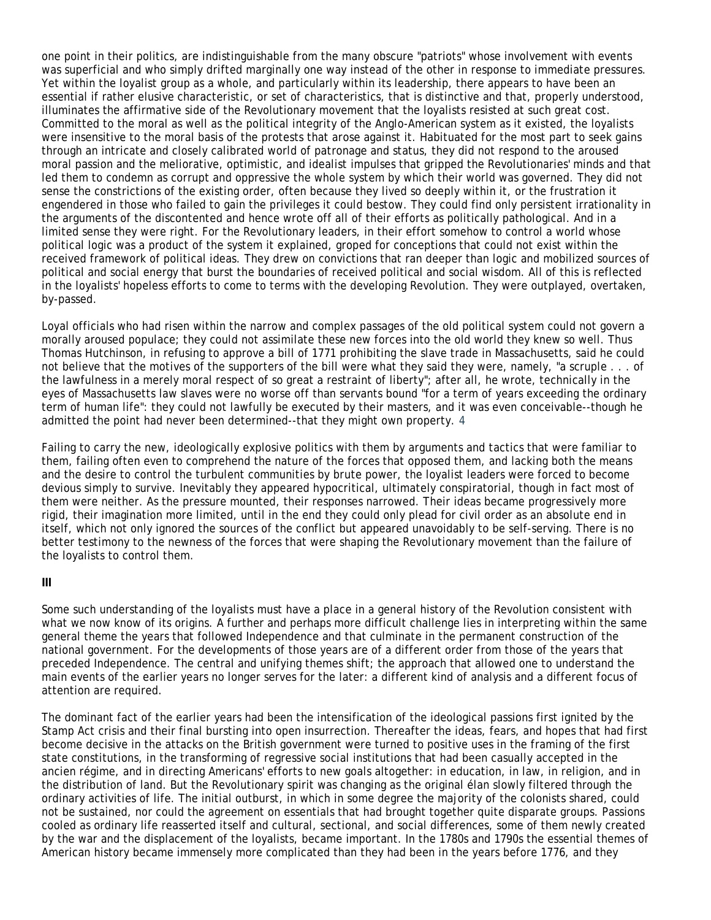one point in their politics, are indistinguishable from the many obscure "patriots" whose involvement with events was superficial and who simply drifted marginally one way instead of the other in response to immediate pressures. Yet within the loyalist group as a whole, and particularly within its leadership, there appears to have been an essential if rather elusive characteristic, or set of characteristics, that is distinctive and that, properly understood, illuminates the affirmative side of the Revolutionary movement that the loyalists resisted at such great cost. Committed to the moral as well as the political integrity of the Anglo-American system as it existed, the loyalists were insensitive to the moral basis of the protests that arose against it. Habituated for the most part to seek gains through an intricate and closely calibrated world of patronage and status, they did not respond to the aroused moral passion and the meliorative, optimistic, and idealist impulses that gripped the Revolutionaries' minds and that led them to condemn as corrupt and oppressive the whole system by which their world was governed. They did not sense the constrictions of the existing order, often because they lived so deeply within it, or the frustration it engendered in those who failed to gain the privileges it could bestow. They could find only persistent irrationality in the arguments of the discontented and hence wrote off all of their efforts as politically pathological. And in a limited sense they were right. For the Revolutionary leaders, in their effort somehow to control a world whose political logic was a product of the system it explained, groped for conceptions that could not exist within the received framework of political ideas. They drew on convictions that ran deeper than logic and mobilized sources of political and social energy that burst the boundaries of received political and social wisdom. All of this is reflected in the loyalists' hopeless efforts to come to terms with the developing Revolution. They were outplayed, overtaken, by-passed.

Loyal officials who had risen within the narrow and complex passages of the old political system could not govern a morally aroused populace; they could not assimilate these new forces into the old world they knew so well. Thus Thomas Hutchinson, in refusing to approve a bill of 1771 prohibiting the slave trade in Massachusetts, said he could not believe that the motives of the supporters of the bill were what they said they were, namely, "a scruple . . . of the lawfulness in a merely moral respect of so great a restraint of liberty"; after all, he wrote, technically in the eyes of Massachusetts law slaves were no worse off than servants bound "for a term of years exceeding the ordinary term of human life": they could not lawfully be executed by their masters, and it was even conceivable--though he admitted the point had never been determined--that they might own property. 4

Failing to carry the new, ideologically explosive politics with them by arguments and tactics that were familiar to them, failing often even to comprehend the nature of the forces that opposed them, and lacking both the means and the desire to control the turbulent communities by brute power, the loyalist leaders were forced to become devious simply to survive. Inevitably they appeared hypocritical, ultimately conspiratorial, though in fact most of them were neither. As the pressure mounted, their responses narrowed. Their ideas became progressively more rigid, their imagination more limited, until in the end they could only plead for civil order as an absolute end in itself, which not only ignored the sources of the conflict but appeared unavoidably to be self-serving. There is no better testimony to the newness of the forces that were shaping the Revolutionary movement than the failure of the loyalists to control them.

## III

Some such understanding of the loyalists must have a place in a general history of the Revolution consistent with what we now know of its origins. A further and perhaps more difficult challenge lies in interpreting within the same general theme the years that followed Independence and that culminate in the permanent construction of the national government. For the developments of those years are of a different order from those of the years that preceded Independence. The central and unifying themes shift; the approach that allowed one to understand the main events of the earlier years no longer serves for the later: a different kind of analysis and a different focus of attention are required.

The dominant fact of the earlier years had been the intensification of the ideological passions first ignited by the Stamp Act crisis and their final bursting into open insurrection. Thereafter the ideas, fears, and hopes that had first become decisive in the attacks on the British government were turned to positive uses in the framing of the first state constitutions, in the transforming of regressive social institutions that had been casually accepted in the ancien régime, and in directing Americans' efforts to new goals altogether: in education, in law, in religion, and in the distribution of land. But the Revolutionary spirit was changing as the original élan slowly filtered through the ordinary activities of life. The initial outburst, in which in some degree the majority of the colonists shared, could not be sustained, nor could the agreement on essentials that had brought together quite disparate groups. Passions cooled as ordinary life reasserted itself and cultural, sectional, and social differences, some of them newly created by the war and the displacement of the loyalists, became important. In the 1780s and 1790s the essential themes of American history became immensely more complicated than they had been in the years before 1776, and they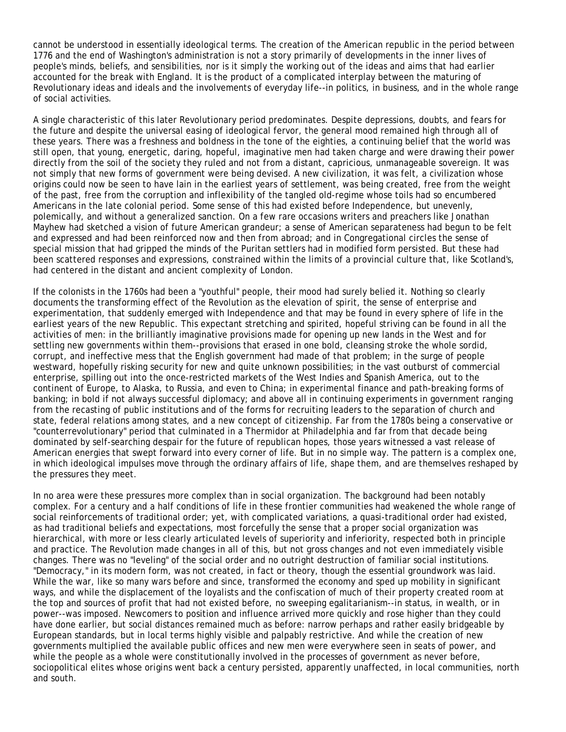cannot be understood in essentially ideological terms. The creation of the American republic in the period between 1776 and the end of Washington's administration is not a story primarily of developments in the inner lives of people's minds, beliefs, and sensibilities, nor is it simply the working out of the ideas and aims that had earlier accounted for the break with England. It is the product of a complicated interplay between the maturing of Revolutionary ideas and ideals and the involvements of everyday life--in politics, in business, and in the whole range of social activities.

A single characteristic of this later Revolutionary period predominates. Despite depressions, doubts, and fears for the future and despite the universal easing of ideological fervor, the general mood remained high through all of these years. There was a freshness and boldness in the tone of the eighties, a continuing belief that the world was still open, that young, energetic, daring, hopeful, imaginative men had taken charge and were drawing their power directly from the soil of the society they ruled and not from a distant, capricious, unmanageable sovereign. It was not simply that new forms of government were being devised. A new civilization, it was felt, a civilization whose origins could now be seen to have lain in the earliest years of settlement, was being created, free from the weight of the past, free from the corruption and inflexibility of the tangled old-regime whose toils had so encumbered Americans in the late colonial period. Some sense of this had existed before Independence, but unevenly, polemically, and without a generalized sanction. On a few rare occasions writers and preachers like Jonathan Mayhew had sketched a vision of future American grandeur; a sense of American separateness had begun to be felt and expressed and had been reinforced now and then from abroad; and in Congregational circles the sense of special mission that had gripped the minds of the Puritan settlers had in modified form persisted. But these had been scattered responses and expressions, constrained within the limits of a provincial culture that, like Scotland's, had centered in the distant and ancient complexity of London.

If the colonists in the 1760s had been a "youthful" people, their mood had surely belied it. Nothing so clearly documents the transforming effect of the Revolution as the elevation of spirit, the sense of enterprise and experimentation, that suddenly emerged with Independence and that may be found in every sphere of life in the earliest years of the new Republic. This expectant stretching and spirited, hopeful striving can be found in all the activities of men: in the brilliantly imaginative provisions made for opening up new lands in the West and for settling new governments within them--provisions that erased in one bold, cleansing stroke the whole sordid, corrupt, and ineffective mess that the English government had made of that problem; in the surge of people westward, hopefully risking security for new and quite unknown possibilities; in the vast outburst of commercial enterprise, spilling out into the once-restricted markets of the West Indies and Spanish America, out to the continent of Europe, to Alaska, to Russia, and even to China; in experimental finance and path-breaking forms of banking; in bold if not always successful diplomacy; and above all in continuing experiments in government ranging from the recasting of public institutions and of the forms for recruiting leaders to the separation of church and state, federal relations among states, and a new concept of citizenship. Far from the 1780s being a conservative or "counterrevolutionary" period that culminated in a Thermidor at Philadelphia and far from that decade being dominated by self-searching despair for the future of republican hopes, those years witnessed a vast release of American energies that swept forward into every corner of life. But in no simple way. The pattern is a complex one, in which ideological impulses move through the ordinary affairs of life, shape them, and are themselves reshaped by the pressures they meet.

In no area were these pressures more complex than in social organization. The background had been notably complex. For a century and a half conditions of life in these frontier communities had weakened the whole range of social reinforcements of traditional order; yet, with complicated variations, a quasi-traditional order had existed, as had traditional beliefs and expectations, most forcefully the sense that a proper social organization was hierarchical, with more or less clearly articulated levels of superiority and inferiority, respected both in principle and practice. The Revolution made changes in all of this, but not gross changes and not even immediately visible changes. There was no "leveling" of the social order and no outright destruction of familiar social institutions. "Democracy," in its modern form, was not created, in fact or theory, though the essential groundwork was laid. While the war, like so many wars before and since, transformed the economy and sped up mobility in significant ways, and while the displacement of the loyalists and the confiscation of much of their property created room at the top and sources of profit that had not existed before, no sweeping egalitarianism--in status, in wealth, or in power--was imposed. Newcomers to position and influence arrived more quickly and rose higher than they could have done earlier, but social distances remained much as before: narrow perhaps and rather easily bridgeable by European standards, but in local terms highly visible and palpably restrictive. And while the creation of new governments multiplied the available public offices and new men were everywhere seen in seats of power, and while the people as a whole were constitutionally involved in the processes of government as never before, sociopolitical elites whose origins went back a century persisted, apparently unaffected, in local communities, north and south.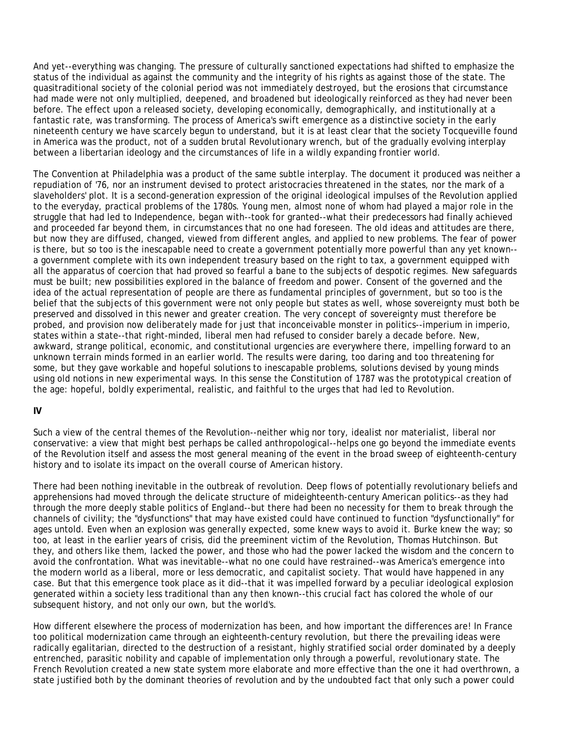And yet--everything was changing. The pressure of culturally sanctioned expectations had shifted to emphasize the status of the individual as against the community and the integrity of his rights as against those of the state. The quasitraditional society of the colonial period was not immediately destroyed, but the erosions that circumstance had made were not only multiplied, deepened, and broadened but ideologically reinforced as they had never been before. The effect upon a released society, developing economically, demographically, and institutionally at a fantastic rate, was transforming. The process of America's swift emergence as a distinctive society in the early nineteenth century we have scarcely begun to understand, but it is at least clear that the society Tocqueville found in America was the product, not of a sudden brutal Revolutionary wrench, but of the gradually evolving interplay between a libertarian ideology and the circumstances of life in a wildly expanding frontier world.

The Convention at Philadelphia was a product of the same subtle interplay. The document it produced was neither a repudiation of '76, nor an instrument devised to protect aristocracies threatened in the states, nor the mark of a slaveholders' plot. It is a second-generation expression of the original ideological impulses of the Revolution applied to the everyday, practical problems of the 1780s. Young men, almost none of whom had played a major role in the struggle that had led to Independence, began with--took for granted--what their predecessors had finally achieved and proceeded far beyond them, in circumstances that no one had foreseen. The old ideas and attitudes are there, but now they are diffused, changed, viewed from different angles, and applied to new problems. The fear of power is there, but so too is the inescapable need to create a government potentially more powerful than any yet known--a government complete with its own independent treasury based on the right to tax, a government equipped with all the apparatus of coercion that had proved so fearful a bane to the subjects of despotic regimes. New safeguards must be built; new possibilities explored in the balance of freedom and power. Consent of the governed and the idea of the actual representation of people are there as fundamental principles of government, but so too is the belief that the subjects of this government were not only people but states as well, whose sovereignty must both be preserved and dissolved in this newer and greater creation. The very concept of sovereignty must therefore be probed, and provision now deliberately made for just that inconceivable monster in politics--imperium in imperio, states within a state--that right-minded, liberal men had refused to consider barely a decade before. New, awkward, strange political, economic, and constitutional urgencies are everywhere there, impelling forward to an unknown terrain minds formed in an earlier world. The results were daring, too daring and too threatening for some, but they gave workable and hopeful solutions to inescapable problems, solutions devised by young minds using old notions in new experimental ways. In this sense the Constitution of 1787 was the prototypical creation of the age: hopeful, boldly experimental, realistic, and faithful to the urges that had led to Revolution.

## IV

Such a view of the central themes of the Revolution--neither whig nor tory, idealist nor materialist, liberal nor conservative: a view that might best perhaps be called anthropological--helps one go beyond the immediate events of the Revolution itself and assess the most general meaning of the event in the broad sweep of eighteenth-century history and to isolate its impact on the overall course of American history.

There had been nothing inevitable in the outbreak of revolution. Deep flows of potentially revolutionary beliefs and apprehensions had moved through the delicate structure of mideighteenth-century American politics--as they had through the more deeply stable politics of England--but there had been no necessity for them to break through the channels of civility; the "dysfunctions" that may have existed could have continued to function "dysfunctionally" for ages untold. Even when an explosion was generally expected, some knew ways to avoid it. Burke knew the way; so too, at least in the earlier years of crisis, did the preeminent victim of the Revolution, Thomas Hutchinson. But they, and others like them, lacked the power, and those who had the power lacked the wisdom and the concern to avoid the confrontation. What was inevitable--what no one could have restrained--was America's emergence into the modern world as a liberal, more or less democratic, and capitalist society. That would have happened in any case. But that this emergence took place as it did--that it was impelled forward by a peculiar ideological explosion generated within a society less traditional than any then known--this crucial fact has colored the whole of our subsequent history, and not only our own, but the world's.

How different elsewhere the process of modernization has been, and how important the differences are! In France too political modernization came through an eighteenth-century revolution, but there the prevailing ideas were radically egalitarian, directed to the destruction of a resistant, highly stratified social order dominated by a deeply entrenched, parasitic nobility and capable of implementation only through a powerful, revolutionary state. The French Revolution created a new state system more elaborate and more effective than the one it had overthrown, a state justified both by the dominant theories of revolution and by the undoubted fact that only such a power could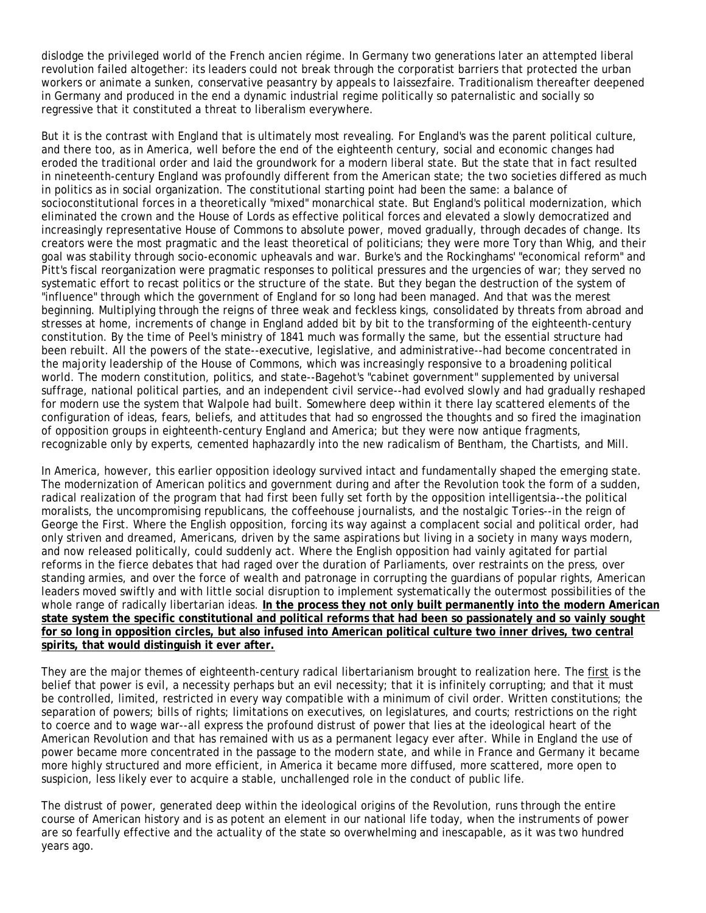dislodge the privileged world of the French ancien régime. In Germany two generations later an attempted liberal revolution failed altogether: its leaders could not break through the corporatist barriers that protected the urban workers or animate a sunken, conservative peasantry by appeals to laissezfaire. Traditionalism thereafter deepened in Germany and produced in the end a dynamic industrial regime politically so paternalistic and socially so regressive that it constituted a threat to liberalism everywhere.

But it is the contrast with England that is ultimately most revealing. For England's was the parent political culture, and there too, as in America, well before the end of the eighteenth century, social and economic changes had eroded the traditional order and laid the groundwork for a modern liberal state. But the state that in fact resulted in nineteenth-century England was profoundly different from the American state; the two societies differed as much in politics as in social organization. The constitutional starting point had been the same: a balance of socioconstitutional forces in a theoretically "mixed" monarchical state. But England's political modernization, which eliminated the crown and the House of Lords as effective political forces and elevated a slowly democratized and increasingly representative House of Commons to absolute power, moved gradually, through decades of change. Its creators were the most pragmatic and the least theoretical of politicians; they were more Tory than Whig, and their goal was stability through socio-economic upheavals and war. Burke's and the Rockinghams' "economical reform" and Pitt's fiscal reorganization were pragmatic responses to political pressures and the urgencies of war; they served no systematic effort to recast politics or the structure of the state. But they began the destruction of the system of "influence" through which the government of England for so long had been managed. And that was the merest beginning. Multiplying through the reigns of three weak and feckless kings, consolidated by threats from abroad and stresses at home, increments of change in England added bit by bit to the transforming of the eighteenth-century constitution. By the time of Peel's ministry of 1841 much was formally the same, but the essential structure had been rebuilt. All the powers of the state--executive, legislative, and administrative--had become concentrated in the majority leadership of the House of Commons, which was increasingly responsive to a broadening political world. The modern constitution, politics, and state--Bagehot's "cabinet government" supplemented by universal suffrage, national political parties, and an independent civil service--had evolved slowly and had gradually reshaped for modern use the system that Walpole had built. Somewhere deep within it there lay scattered elements of the configuration of ideas, fears, beliefs, and attitudes that had so engrossed the thoughts and so fired the imagination of opposition groups in eighteenth-century England and America; but they were now antique fragments, recognizable only by experts, cemented haphazardly into the new radicalism of Bentham, the Chartists, and Mill.

In America, however, this earlier opposition ideology survived intact and fundamentally shaped the emerging state. The modernization of American politics and government during and after the Revolution took the form of a sudden, radical realization of the program that had first been fully set forth by the opposition intelligentsia--the political moralists, the uncompromising republicans, the coffeehouse journalists, and the nostalgic Tories--in the reign of George the First. Where the English opposition, forcing its way against a complacent social and political order, had only striven and dreamed, Americans, driven by the same aspirations but living in a society in many ways modern, and now released politically, could suddenly act. Where the English opposition had vainly agitated for partial reforms in the fierce debates that had raged over the duration of Parliaments, over restraints on the press, over standing armies, and over the force of wealth and patronage in corrupting the guardians of popular rights, American leaders moved swiftly and with little social disruption to implement systematically the outermost possibilities of the whole range of radically libertarian ideas. **In the process they not only built permanently into the modern American state system the specific constitutional and political reforms that had been so passionately and so vainly sought for so long in opposition circles, but also infused into American political culture two inner drives, two central spirits, that would distinguish it ever after.**

They are the major themes of eighteenth-century radical libertarianism brought to realization here. The first is the belief that power is evil, a necessity perhaps but an evil necessity; that it is infinitely corrupting; and that it must be controlled, limited, restricted in every way compatible with a minimum of civil order. Written constitutions; the separation of powers; bills of rights; limitations on executives, on legislatures, and courts; restrictions on the right to coerce and to wage war--all express the profound distrust of power that lies at the ideological heart of the American Revolution and that has remained with us as a permanent legacy ever after. While in England the use of power became more concentrated in the passage to the modern state, and while in France and Germany it became more highly structured and more efficient, in America it became more diffused, more scattered, more open to suspicion, less likely ever to acquire a stable, unchallenged role in the conduct of public life.

The distrust of power, generated deep within the ideological origins of the Revolution, runs through the entire course of American history and is as potent an element in our national life today, when the instruments of power are so fearfully effective and the actuality of the state so overwhelming and inescapable, as it was two hundred years ago.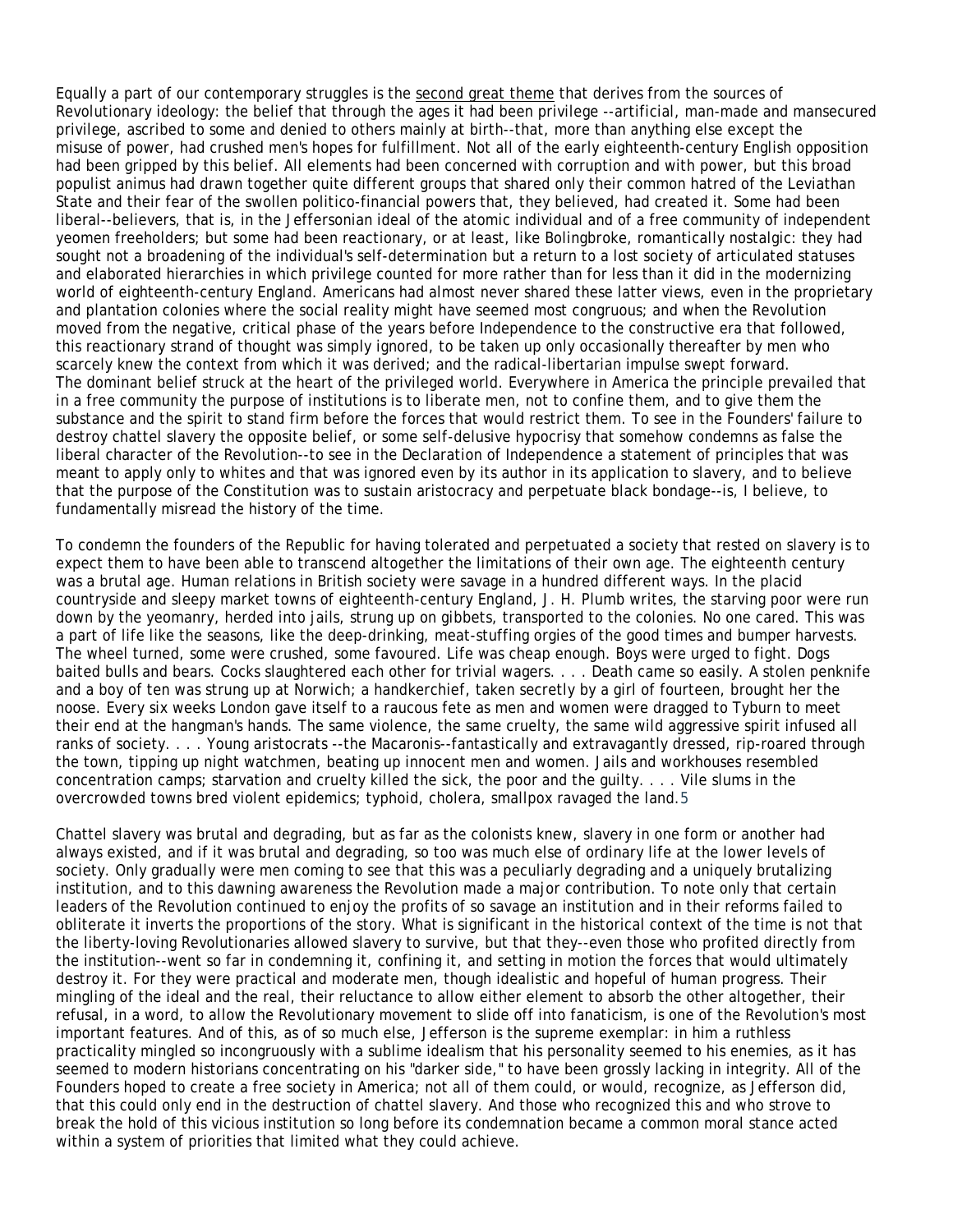Equally a part of our contemporary struggles is the second great theme that derives from the sources of Revolutionary ideology: the belief that through the ages it had been privilege --artificial, man-made and mansecured privilege, ascribed to some and denied to others mainly at birth--that, more than anything else except the misuse of power, had crushed men's hopes for fulfillment. Not all of the early eighteenth-century English opposition had been gripped by this belief. All elements had been concerned with corruption and with power, but this broad populist animus had drawn together quite different groups that shared only their common hatred of the Leviathan State and their fear of the swollen politico-financial powers that, they believed, had created it. Some had been liberal--believers, that is, in the Jeffersonian ideal of the atomic individual and of a free community of independent yeomen freeholders; but some had been reactionary, or at least, like Bolingbroke, romantically nostalgic: they had sought not a broadening of the individual's self-determination but a return to a lost society of articulated statuses and elaborated hierarchies in which privilege counted for more rather than for less than it did in the modernizing world of eighteenth-century England. Americans had almost never shared these latter views, even in the proprietary and plantation colonies where the social reality might have seemed most congruous; and when the Revolution moved from the negative, critical phase of the years before Independence to the constructive era that followed, this reactionary strand of thought was simply ignored, to be taken up only occasionally thereafter by men who scarcely knew the context from which it was derived; and the radical-libertarian impulse swept forward.
The dominant belief struck at the heart of the privileged world. Everywhere in America the principle prevailed that in a free community the purpose of institutions is to liberate men, not to confine them, and to give them the substance and the spirit to stand firm before the forces that would restrict them. To see in the Founders' failure to destroy chattel slavery the opposite belief, or some self-delusive hypocrisy that somehow condemns as false the liberal character of the Revolution--to see in the Declaration of Independence a statement of principles that was meant to apply only to whites and that was ignored even by its author in its application to slavery, and to believe that the purpose of the Constitution was to sustain aristocracy and perpetuate black bondage--is, I believe, to fundamentally misread the history of the time.

To condemn the founders of the Republic for having tolerated and perpetuated a society that rested on slavery is to expect them to have been able to transcend altogether the limitations of their own age. The eighteenth century was a brutal age. Human relations in British society were savage in a hundred different ways. In the placid countryside and sleepy market towns of eighteenth-century England, J. H. Plumb writes, the starving poor were run down by the yeomanry, herded into jails, strung up on gibbets, transported to the colonies. No one cared. This was a part of life like the seasons, like the deep-drinking, meat-stuffing orgies of the good times and bumper harvests. The wheel turned, some were crushed, some favoured. Life was cheap enough. Boys were urged to fight. Dogs baited bulls and bears. Cocks slaughtered each other for trivial wagers. . . . Death came so easily. A stolen penknife and a boy of ten was strung up at Norwich; a handkerchief, taken secretly by a girl of fourteen, brought her the noose. Every six weeks London gave itself to a raucous fete as men and women were dragged to Tyburn to meet their end at the hangman's hands. The same violence, the same cruelty, the same wild aggressive spirit infused all ranks of society. . . . Young aristocrats --the Macaronis--fantastically and extravagantly dressed, rip-roared through the town, tipping up night watchmen, beating up innocent men and women. Jails and workhouses resembled concentration camps; starvation and cruelty killed the sick, the poor and the guilty. . . . Vile slums in the overcrowded towns bred violent epidemics; typhoid, cholera, smallpox ravaged the land.[5]

Chattel slavery was brutal and degrading, but as far as the colonists knew, slavery in one form or another had always existed, and if it was brutal and degrading, so too was much else of ordinary life at the lower levels of society. Only gradually were men coming to see that this was a peculiarly degrading and a uniquely brutalizing institution, and to this dawning awareness the Revolution made a major contribution. To note only that certain leaders of the Revolution continued to enjoy the profits of so savage an institution and in their reforms failed to obliterate it inverts the proportions of the story. What is significant in the historical context of the time is not that the liberty-loving Revolutionaries allowed slavery to survive, but that they--even those who profited directly from the institution--went so far in condemning it, confining it, and setting in motion the forces that would ultimately destroy it. For they were practical and moderate men, though idealistic and hopeful of human progress. Their mingling of the ideal and the real, their reluctance to allow either element to absorb the other altogether, their refusal, in a word, to allow the Revolutionary movement to slide off into fanaticism, is one of the Revolution's most important features. And of this, as of so much else, Jefferson is the supreme exemplar: in him a ruthless practicality mingled so incongruously with a sublime idealism that his personality seemed to his enemies, as it has seemed to modern historians concentrating on his "darker side," to have been grossly lacking in integrity. All of the Founders hoped to create a free society in America; not all of them could, or would, recognize, as Jefferson did, that this could only end in the destruction of chattel slavery. And those who recognized this and who strove to break the hold of this vicious institution so long before its condemnation became a common moral stance acted within a system of priorities that limited what they could achieve.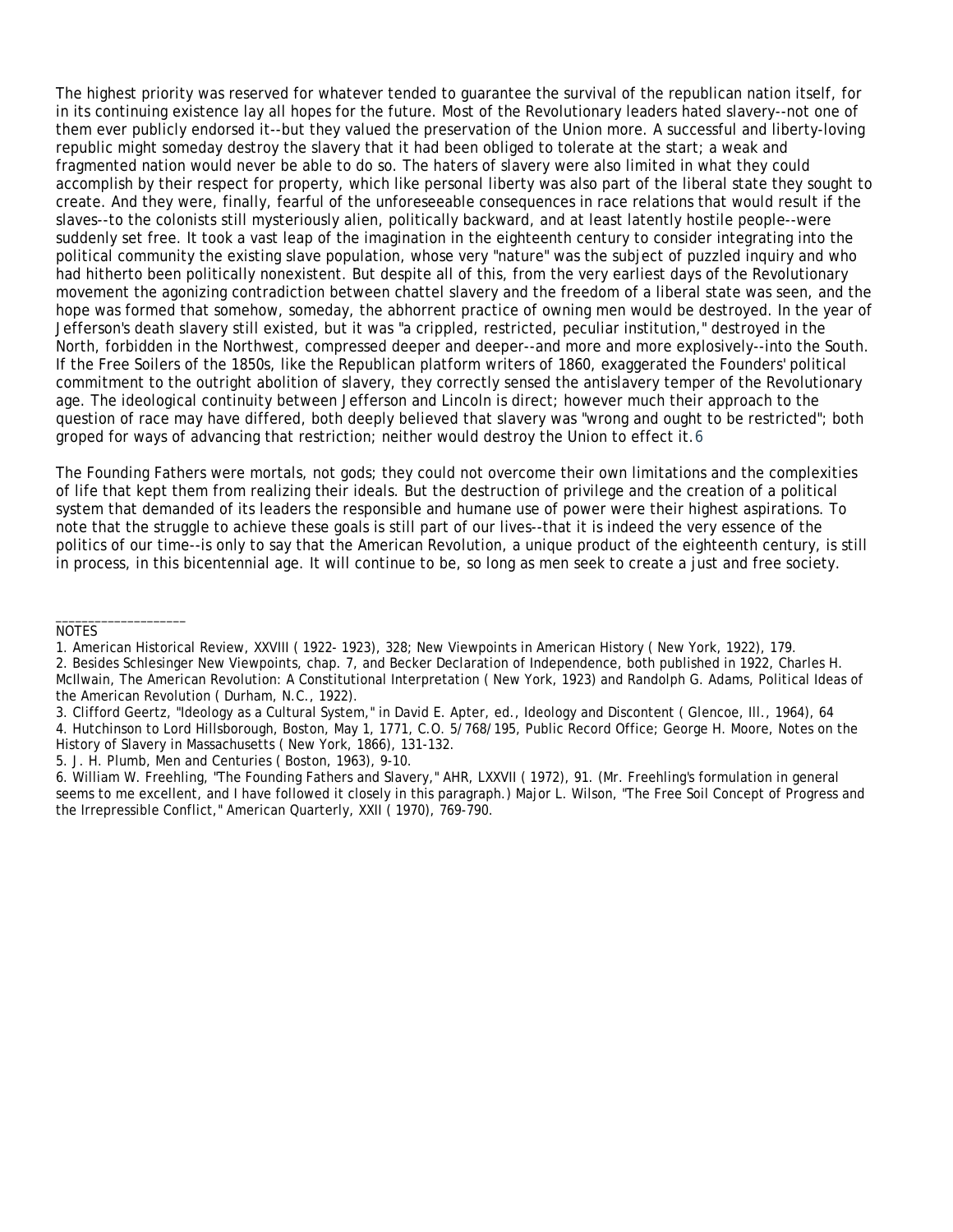The highest priority was reserved for whatever tended to guarantee the survival of the republican nation itself, for in its continuing existence lay all hopes for the future. Most of the Revolutionary leaders hated slavery--not one of them ever publicly endorsed it--but they valued the preservation of the Union more. A successful and liberty-loving republic might someday destroy the slavery that it had been obliged to tolerate at the start; a weak and fragmented nation would never be able to do so. The haters of slavery were also limited in what they could accomplish by their respect for property, which like personal liberty was also part of the liberal state they sought to create. And they were, finally, fearful of the unforeseeable consequences in race relations that would result if the slaves--to the colonists still mysteriously alien, politically backward, and at least latently hostile people--were suddenly set free. It took a vast leap of the imagination in the eighteenth century to consider integrating into the political community the existing slave population, whose very "nature" was the subject of puzzled inquiry and who had hitherto been politically nonexistent. But despite all of this, from the very earliest days of the Revolutionary movement the agonizing contradiction between chattel slavery and the freedom of a liberal state was seen, and the hope was formed that somehow, someday, the abhorrent practice of owning men would be destroyed. In the year of Jefferson's death slavery still existed, but it was "a crippled, restricted, peculiar institution," destroyed in the North, forbidden in the Northwest, compressed deeper and deeper--and more and more explosively--into the South. If the Free Soilers of the 1850s, like the Republican platform writers of 1860, exaggerated the Founders' political commitment to the outright abolition of slavery, they correctly sensed the antislavery temper of the Revolutionary age. The ideological continuity between Jefferson and Lincoln is direct; however much their approach to the question of race may have differed, both deeply believed that slavery was "wrong and ought to be restricted"; both groped for ways of advancing that restriction; neither would destroy the Union to effect it.[6]

The Founding Fathers were mortals, not gods; they could not overcome their own limitations and the complexities of life that kept them from realizing their ideals. But the destruction of privilege and the creation of a political system that demanded of its leaders the responsible and humane use of power were their highest aspirations. To note that the struggle to achieve these goals is still part of our lives--that it is indeed the very essence of the politics of our time--is only to say that the American Revolution, a unique product of the eighteenth century, is still in process, in this bicentennial age. It will continue to be, so long as men seek to create a just and free society.

NOTES

1. American Historical Review, XXVIII ( 1922- 1923), 328; New Viewpoints in American History ( New York, 1922), 179.
2. Besides Schlesinger New Viewpoints, chap. 7, and Becker Declaration of Independence, both published in 1922, Charles H. McIlwain, The American Revolution: A Constitutional Interpretation ( New York, 1923) and Randolph G. Adams, Political Ideas of the American Revolution ( Durham, N.C., 1922).
3. Clifford Geertz, "Ideology as a Cultural System," in David E. Apter, ed., Ideology and Discontent ( Glencoe, Ill., 1964), 64
4. Hutchinson to Lord Hillsborough, Boston, May 1, 1771, C.O. 5/768/195, Public Record Office; George H. Moore, Notes on the History of Slavery in Massachusetts ( New York, 1866), 131-132.
5. J. H. Plumb, Men and Centuries ( Boston, 1963), 9-10.
6. William W. Freehling, "The Founding Fathers and Slavery," AHR, LXXVII ( 1972), 91. (Mr. Freehling's formulation in general seems to me excellent, and I have followed it closely in this paragraph.) Major L. Wilson, "The Free Soil Concept of Progress and the Irrepressible Conflict," American Quarterly, XXII ( 1970), 769-790.